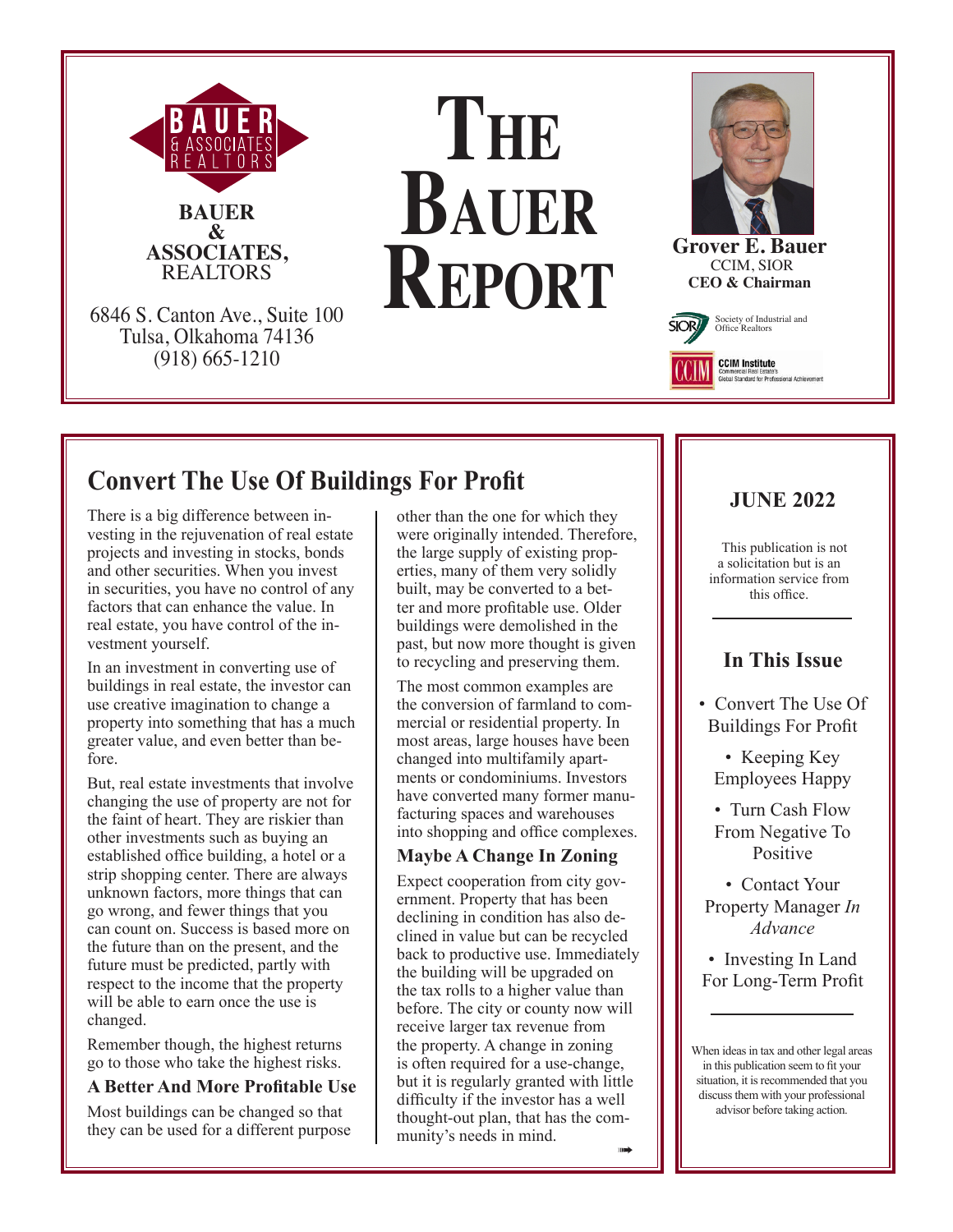**BAUER & ASSOCIATES, REALTORS**

6846 S. Canton Ave., Suite 100
Tulsa, Olkahoma 74136
(918) 665-1210

# The Bauer Report

**Grover E. Bauer**
CCIM, SIOR
**CEO & Chairman**

Society of Industrial and Office Realtors

CCIM Institute
Commercial Real Estate's Global Standard for Professional Achievement

**JUNE 2022**

This publication is not a solicitation but is an information service from this office.

## In This Issue

- Convert The Use Of Buildings For Profit
- Keeping Key Employees Happy
- Turn Cash Flow From Negative To Positive
- Contact Your Property Manager *In Advance*
- Investing In Land For Long-Term Profit

When ideas in tax and other legal areas in this publication seem to fit your situation, it is recommended that you discuss them with your professional advisor before taking action.

## Convert The Use Of Buildings For Profit

There is a big difference between investing in the rejuvenation of real estate projects and investing in stocks, bonds and other securities. When you invest in securities, you have no control of any factors that can enhance the value. In real estate, you have control of the investment yourself.

In an investment in converting use of buildings in real estate, the investor can use creative imagination to change a property into something that has a much greater value, and even better than before.

But, real estate investments that involve changing the use of property are not for the faint of heart. They are riskier than other investments such as buying an established office building, a hotel or a strip shopping center. There are always unknown factors, more things that can go wrong, and fewer things that you can count on. Success is based more on the future than on the present, and the future must be predicted, partly with respect to the income that the property will be able to earn once the use is changed.

Remember though, the highest returns go to those who take the highest risks.

### A Better And More Profitable Use

Most buildings can be changed so that they can be used for a different purpose other than the one for which they were originally intended. Therefore, the large supply of existing properties, many of them very solidly built, may be converted to a better and more profitable use. Older buildings were demolished in the past, but now more thought is given to recycling and preserving them.

The most common examples are the conversion of farmland to commercial or residential property. In most areas, large houses have been changed into multifamily apartments or condominiums. Investors have converted many former manufacturing spaces and warehouses into shopping and office complexes.

### Maybe A Change In Zoning

Expect cooperation from city government. Property that has been declining in condition has also declined in value but can be recycled back to productive use. Immediately the building will be upgraded on the tax rolls to a higher value than before. The city or county now will receive larger tax revenue from the property. A change in zoning is often required for a use-change, but it is regularly granted with little difficulty if the investor has a well thought-out plan, that has the community's needs in mind.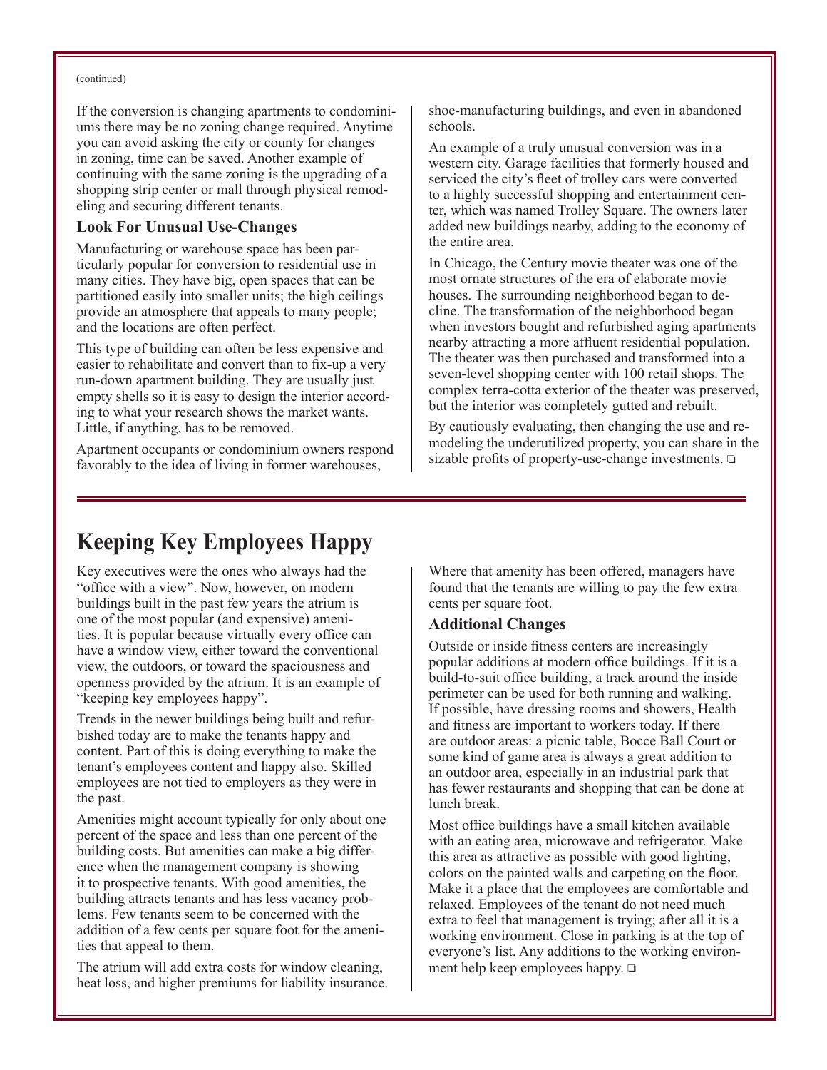(continued)

If the conversion is changing apartments to condominiums there may be no zoning change required. Anytime you can avoid asking the city or county for changes in zoning, time can be saved. Another example of continuing with the same zoning is the upgrading of a shopping strip center or mall through physical remodeling and securing different tenants.

### Look For Unusual Use-Changes

Manufacturing or warehouse space has been particularly popular for conversion to residential use in many cities. They have big, open spaces that can be partitioned easily into smaller units; the high ceilings provide an atmosphere that appeals to many people; and the locations are often perfect.

This type of building can often be less expensive and easier to rehabilitate and convert than to fix-up a very run-down apartment building. They are usually just empty shells so it is easy to design the interior according to what your research shows the market wants. Little, if anything, has to be removed.

Apartment occupants or condominium owners respond favorably to the idea of living in former warehouses, shoe-manufacturing buildings, and even in abandoned schools.

An example of a truly unusual conversion was in a western city. Garage facilities that formerly housed and serviced the city's fleet of trolley cars were converted to a highly successful shopping and entertainment center, which was named Trolley Square. The owners later added new buildings nearby, adding to the economy of the entire area.

In Chicago, the Century movie theater was one of the most ornate structures of the era of elaborate movie houses. The surrounding neighborhood began to decline. The transformation of the neighborhood began when investors bought and refurbished aging apartments nearby attracting a more affluent residential population. The theater was then purchased and transformed into a seven-level shopping center with 100 retail shops. The complex terra-cotta exterior of the theater was preserved, but the interior was completely gutted and rebuilt.

By cautiously evaluating, then changing the use and remodeling the underutilized property, you can share in the sizable profits of property-use-change investments. ❑

## Keeping Key Employees Happy

Key executives were the ones who always had the "office with a view". Now, however, on modern buildings built in the past few years the atrium is one of the most popular (and expensive) amenities. It is popular because virtually every office can have a window view, either toward the conventional view, the outdoors, or toward the spaciousness and openness provided by the atrium. It is an example of "keeping key employees happy".

Trends in the newer buildings being built and refurbished today are to make the tenants happy and content. Part of this is doing everything to make the tenant's employees content and happy also. Skilled employees are not tied to employers as they were in the past.

Amenities might account typically for only about one percent of the space and less than one percent of the building costs. But amenities can make a big difference when the management company is showing it to prospective tenants. With good amenities, the building attracts tenants and has less vacancy problems. Few tenants seem to be concerned with the addition of a few cents per square foot for the amenities that appeal to them.

The atrium will add extra costs for window cleaning, heat loss, and higher premiums for liability insurance. Where that amenity has been offered, managers have found that the tenants are willing to pay the few extra cents per square foot.

### Additional Changes

Outside or inside fitness centers are increasingly popular additions at modern office buildings. If it is a build-to-suit office building, a track around the inside perimeter can be used for both running and walking. If possible, have dressing rooms and showers, Health and fitness are important to workers today. If there are outdoor areas: a picnic table, Bocce Ball Court or some kind of game area is always a great addition to an outdoor area, especially in an industrial park that has fewer restaurants and shopping that can be done at lunch break.

Most office buildings have a small kitchen available with an eating area, microwave and refrigerator. Make this area as attractive as possible with good lighting, colors on the painted walls and carpeting on the floor. Make it a place that the employees are comfortable and relaxed. Employees of the tenant do not need much extra to feel that management is trying; after all it is a working environment. Close in parking is at the top of everyone's list. Any additions to the working environment help keep employees happy. ❑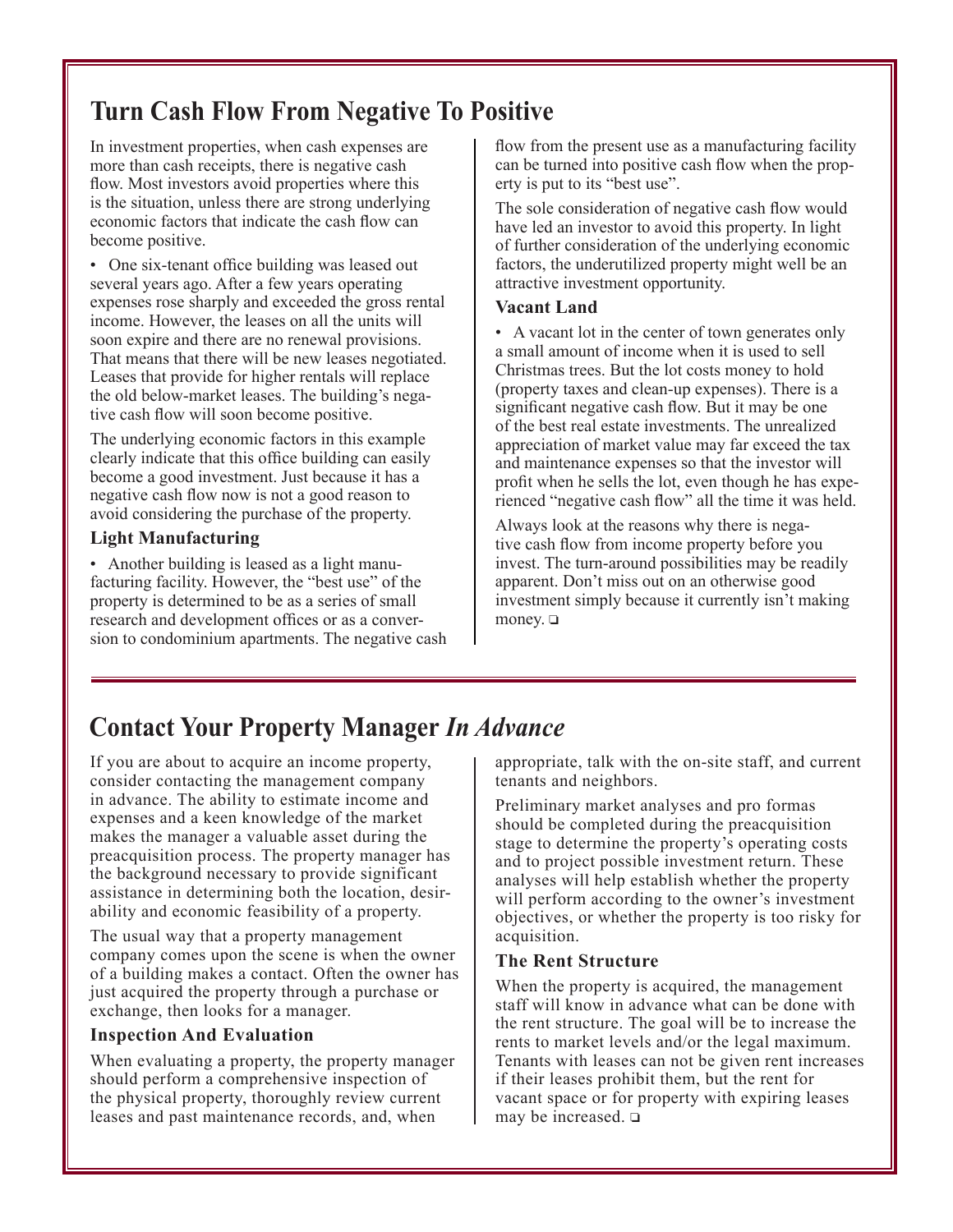## Turn Cash Flow From Negative To Positive

In investment properties, when cash expenses are more than cash receipts, there is negative cash flow. Most investors avoid properties where this is the situation, unless there are strong underlying economic factors that indicate the cash flow can become positive.

• One six-tenant office building was leased out several years ago. After a few years operating expenses rose sharply and exceeded the gross rental income. However, the leases on all the units will soon expire and there are no renewal provisions. That means that there will be new leases negotiated. Leases that provide for higher rentals will replace the old below-market leases. The building's negative cash flow will soon become positive.

The underlying economic factors in this example clearly indicate that this office building can easily become a good investment. Just because it has a negative cash flow now is not a good reason to avoid considering the purchase of the property.

### Light Manufacturing

• Another building is leased as a light manufacturing facility. However, the "best use" of the property is determined to be as a series of small research and development offices or as a conversion to condominium apartments. The negative cash flow from the present use as a manufacturing facility can be turned into positive cash flow when the property is put to its "best use".

The sole consideration of negative cash flow would have led an investor to avoid this property. In light of further consideration of the underlying economic factors, the underutilized property might well be an attractive investment opportunity.

### Vacant Land

• A vacant lot in the center of town generates only a small amount of income when it is used to sell Christmas trees. But the lot costs money to hold (property taxes and clean-up expenses). There is a significant negative cash flow. But it may be one of the best real estate investments. The unrealized appreciation of market value may far exceed the tax and maintenance expenses so that the investor will profit when he sells the lot, even though he has experienced "negative cash flow" all the time it was held.

Always look at the reasons why there is negative cash flow from income property before you invest. The turn-around possibilities may be readily apparent. Don't miss out on an otherwise good investment simply because it currently isn't making money. ❑

## Contact Your Property Manager *In Advance*

If you are about to acquire an income property, consider contacting the management company in advance. The ability to estimate income and expenses and a keen knowledge of the market makes the manager a valuable asset during the preacquisition process. The property manager has the background necessary to provide significant assistance in determining both the location, desirability and economic feasibility of a property.

The usual way that a property management company comes upon the scene is when the owner of a building makes a contact. Often the owner has just acquired the property through a purchase or exchange, then looks for a manager.

### Inspection And Evaluation

When evaluating a property, the property manager should perform a comprehensive inspection of the physical property, thoroughly review current leases and past maintenance records, and, when appropriate, talk with the on-site staff, and current tenants and neighbors.

Preliminary market analyses and pro formas should be completed during the preacquisition stage to determine the property's operating costs and to project possible investment return. These analyses will help establish whether the property will perform according to the owner's investment objectives, or whether the property is too risky for acquisition.

### The Rent Structure

When the property is acquired, the management staff will know in advance what can be done with the rent structure. The goal will be to increase the rents to market levels and/or the legal maximum. Tenants with leases can not be given rent increases if their leases prohibit them, but the rent for vacant space or for property with expiring leases may be increased. ❑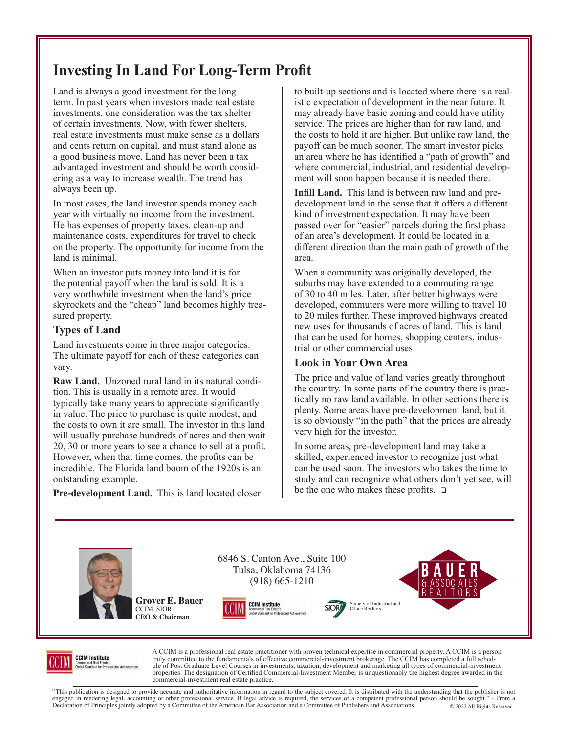# Investing In Land For Long-Term Profit

Land is always a good investment for the long term. In past years when investors made real estate investments, one consideration was the tax shelter of certain investments. Now, with fewer shelters, real estate investments must make sense as a dollars and cents return on capital, and must stand alone as a good business move. Land has never been a tax advantaged investment and should be worth considering as a way to increase wealth. The trend has always been up.

In most cases, the land investor spends money each year with virtually no income from the investment. He has expenses of property taxes, clean-up and maintenance costs, expenditures for travel to check on the property. The opportunity for income from the land is minimal.

When an investor puts money into land it is for the potential payoff when the land is sold. It is a very worthwhile investment when the land's price skyrockets and the "cheap" land becomes highly treasured property.

## Types of Land

Land investments come in three major categories. The ultimate payoff for each of these categories can vary.

**Raw Land.** Unzoned rural land in its natural condition. This is usually in a remote area. It would typically take many years to appreciate significantly in value. The price to purchase is quite modest, and the costs to own it are small. The investor in this land will usually purchase hundreds of acres and then wait 20, 30 or more years to see a chance to sell at a profit. However, when that time comes, the profits can be incredible. The Florida land boom of the 1920s is an outstanding example.

**Pre-development Land.** This is land located closer to built-up sections and is located where there is a realistic expectation of development in the near future. It may already have basic zoning and could have utility service. The prices are higher than for raw land, and the costs to hold it are higher. But unlike raw land, the payoff can be much sooner. The smart investor picks an area where he has identified a "path of growth" and where commercial, industrial, and residential development will soon happen because it is needed there.

**Infill Land.** This land is between raw land and pre-development land in the sense that it offers a different kind of investment expectation. It may have been passed over for "easier" parcels during the first phase of an area's development. It could be located in a different direction than the main path of growth of the area.

When a community was originally developed, the suburbs may have extended to a commuting range of 30 to 40 miles. Later, after better highways were developed, commuters were more willing to travel 10 to 20 miles further. These improved highways created new uses for thousands of acres of land. This is land that can be used for homes, shopping centers, industrial or other commercial uses.

## Look in Your Own Area

The price and value of land varies greatly throughout the country. In some parts of the country there is practically no raw land available. In other sections there is plenty. Some areas have pre-development land, but it is so obviously "in the path" that the prices are already very high for the investor.

In some areas, pre-development land may take a skilled, experienced investor to recognize just what can be used soon. The investors who takes the time to study and can recognize what others don't yet see, will be the one who makes these profits. ❑

---

**Grover E. Bauer**
CCIM, SIOR
**CEO & Chairman**

6846 S. Canton Ave., Suite 100
Tulsa, Oklahoma 74136
(918) 665-1210

CCIM Institute — Commercial Real Estate's Global Standard for Professional Achievement

SIOR — Society of Industrial and Office Realtors

BAUER & ASSOCIATES REALTORS

---

CCIM Institute — Commercial Real Estate's Global Standard for Professional Achievement

A CCIM is a professional real estate practitioner with proven technical expertise in commercial property. A CCIM is a person truly committed to the fundamentals of effective commercial-investment brokerage. The CCIM has completed a full schedule of Post Graduate Level Courses in investments, taxation, development and marketing all types of commercial-investment properties. The designation of Certified Commercial-Investment Member is unquestionably the highest degree awarded in the commercial-investment real estate practice.

"This publication is designed to provide accurate and authoritative information in regard to the subject covered. It is distributed with the understanding that the publisher is not engaged in rendering legal, accounting or other professional service. If legal advice is required, the services of a competent professional person should be sought." - From a Declaration of Principles jointly adopted by a Committee of the American Bar Association and a Committee of Publishers and Associations.

© 2022 All Rights Reserved